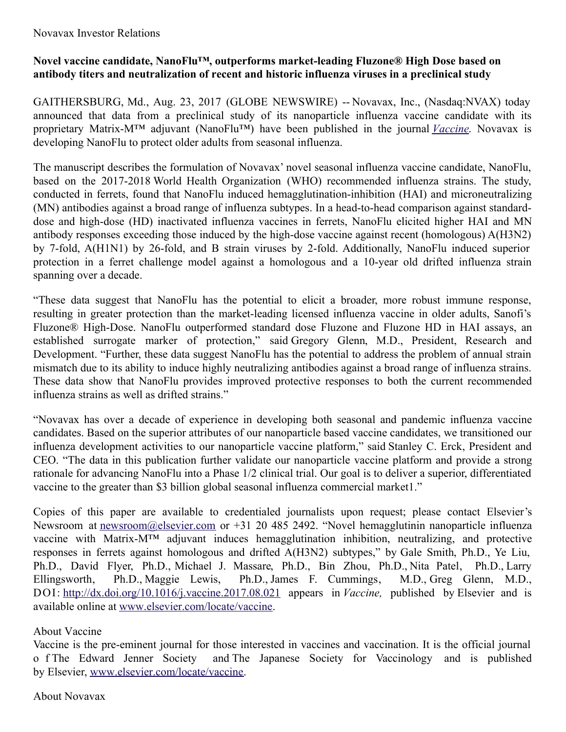Novavax Investor Relations

**Novel vaccine candidate, NanoFlu™, outperforms market-leading Fluzone® High Dose based on antibody titers and neutralization of recent and historic influenza viruses in a preclinical study**

GAITHERSBURG, Md., Aug. 23, 2017 (GLOBE NEWSWIRE) -- Novavax, Inc., (Nasdaq:NVAX) today announced that data from a preclinical study of its nanoparticle influenza vaccine candidate with its proprietary Matrix-M™ adjuvant (NanoFlu™) have been published in the journal *Vaccine*. Novavax is developing NanoFlu to protect older adults from seasonal influenza.

The manuscript describes the formulation of Novavax' novel seasonal influenza vaccine candidate, NanoFlu, based on the 2017-2018 World Health Organization (WHO) recommended influenza strains. The study, conducted in ferrets, found that NanoFlu induced hemagglutination-inhibition (HAI) and microneutralizing (MN) antibodies against a broad range of influenza subtypes. In a head-to-head comparison against standard-dose and high-dose (HD) inactivated influenza vaccines in ferrets, NanoFlu elicited higher HAI and MN antibody responses exceeding those induced by the high-dose vaccine against recent (homologous) A(H3N2) by 7-fold, A(H1N1) by 26-fold, and B strain viruses by 2-fold. Additionally, NanoFlu induced superior protection in a ferret challenge model against a homologous and a 10-year old drifted influenza strain spanning over a decade.

"These data suggest that NanoFlu has the potential to elicit a broader, more robust immune response, resulting in greater protection than the market-leading licensed influenza vaccine in older adults, Sanofi's Fluzone® High-Dose. NanoFlu outperformed standard dose Fluzone and Fluzone HD in HAI assays, an established surrogate marker of protection," said Gregory Glenn, M.D., President, Research and Development. "Further, these data suggest NanoFlu has the potential to address the problem of annual strain mismatch due to its ability to induce highly neutralizing antibodies against a broad range of influenza strains. These data show that NanoFlu provides improved protective responses to both the current recommended influenza strains as well as drifted strains."

"Novavax has over a decade of experience in developing both seasonal and pandemic influenza vaccine candidates. Based on the superior attributes of our nanoparticle based vaccine candidates, we transitioned our influenza development activities to our nanoparticle vaccine platform," said Stanley C. Erck, President and CEO. "The data in this publication further validate our nanoparticle vaccine platform and provide a strong rationale for advancing NanoFlu into a Phase 1/2 clinical trial. Our goal is to deliver a superior, differentiated vaccine to the greater than $3 billion global seasonal influenza commercial market[1]."

Copies of this paper are available to credentialed journalists upon request; please contact Elsevier's Newsroom at newsroom@elsevier.com or +31 20 485 2492. "Novel hemagglutinin nanoparticle influenza vaccine with Matrix-M™ adjuvant induces hemagglutination inhibition, neutralizing, and protective responses in ferrets against homologous and drifted A(H3N2) subtypes," by Gale Smith, Ph.D., Ye Liu, Ph.D., David Flyer, Ph.D., Michael J. Massare, Ph.D., Bin Zhou, Ph.D., Nita Patel, Ph.D., Larry Ellingsworth, Ph.D., Maggie Lewis, Ph.D., James F. Cummings, M.D., Greg Glenn, M.D., DOI: http://dx.doi.org/10.1016/j.vaccine.2017.08.021 appears in *Vaccine,* published by Elsevier and is available online at www.elsevier.com/locate/vaccine.

About Vaccine
Vaccine is the pre-eminent journal for those interested in vaccines and vaccination. It is the official journal of The Edward Jenner Society and The Japanese Society for Vaccinology and is published by Elsevier, www.elsevier.com/locate/vaccine.

About Novavax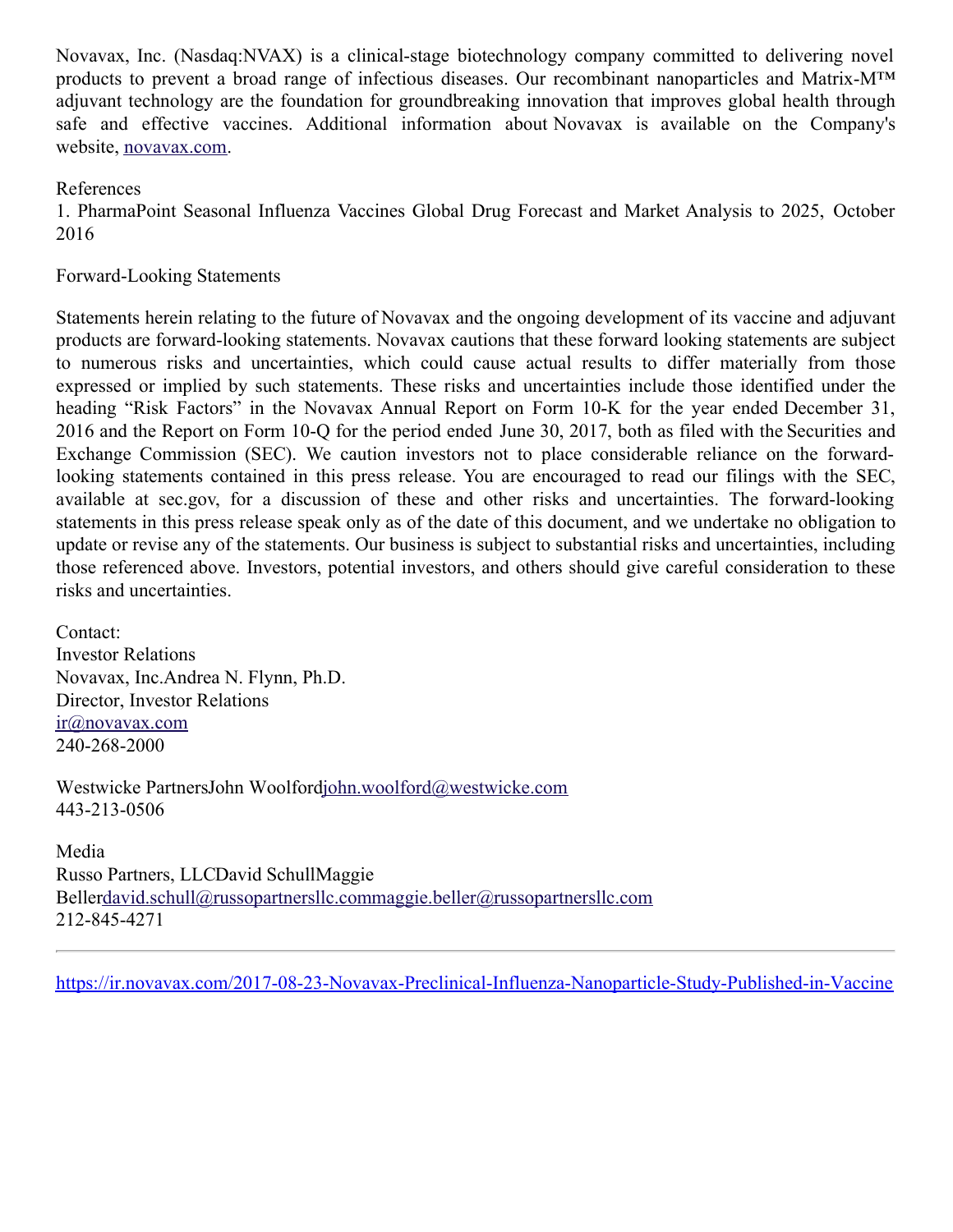Novavax, Inc. (Nasdaq:NVAX) is a clinical-stage biotechnology company committed to delivering novel products to prevent a broad range of infectious diseases. Our recombinant nanoparticles and Matrix-M™ adjuvant technology are the foundation for groundbreaking innovation that improves global health through safe and effective vaccines. Additional information about Novavax is available on the Company's website, [novavax.com](novavax.com).

References

1. PharmaPoint Seasonal Influenza Vaccines Global Drug Forecast and Market Analysis to 2025, October 2016

Forward-Looking Statements

Statements herein relating to the future of Novavax and the ongoing development of its vaccine and adjuvant products are forward-looking statements. Novavax cautions that these forward looking statements are subject to numerous risks and uncertainties, which could cause actual results to differ materially from those expressed or implied by such statements. These risks and uncertainties include those identified under the heading "Risk Factors" in the Novavax Annual Report on Form 10-K for the year ended December 31, 2016 and the Report on Form 10-Q for the period ended June 30, 2017, both as filed with the Securities and Exchange Commission (SEC). We caution investors not to place considerable reliance on the forward-looking statements contained in this press release. You are encouraged to read our filings with the SEC, available at sec.gov, for a discussion of these and other risks and uncertainties. The forward-looking statements in this press release speak only as of the date of this document, and we undertake no obligation to update or revise any of the statements. Our business is subject to substantial risks and uncertainties, including those referenced above. Investors, potential investors, and others should give careful consideration to these risks and uncertainties.

Contact:
Investor Relations
Novavax, Inc.Andrea N. Flynn, Ph.D.
Director, Investor Relations
[ir@novavax.com](mailto:ir@novavax.com)
240-268-2000

Westwicke PartnersJohn Woolford[john.woolford@westwicke.com](mailto:john.woolford@westwicke.com)
443-213-0506

Media
Russo Partners, LLCDavid SchullMaggie Beller[david.schull@russopartnersllc.com](mailto:david.schull@russopartnersllc.com)[maggie.beller@russopartnersllc.com](mailto:maggie.beller@russopartnersllc.com)
212-845-4271

---

[https://ir.novavax.com/2017-08-23-Novavax-Preclinical-Influenza-Nanoparticle-Study-Published-in-Vaccine](https://ir.novavax.com/2017-08-23-Novavax-Preclinical-Influenza-Nanoparticle-Study-Published-in-Vaccine)